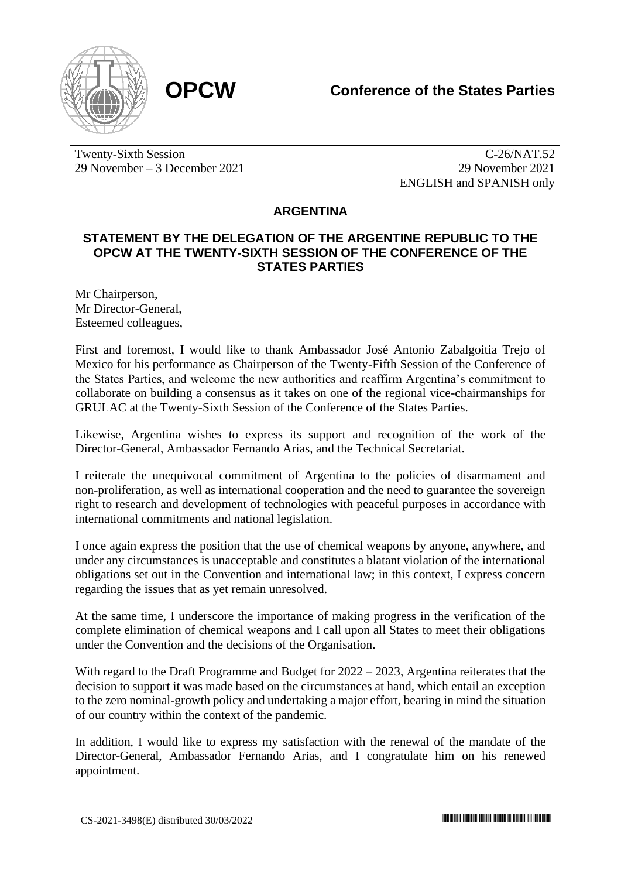**OPCW**

**Conference of the States Parties**

Twenty-Sixth Session
29 November – 3 December 2021

C-26/NAT.52
29 November 2021
ENGLISH and SPANISH only

## ARGENTINA

## STATEMENT BY THE DELEGATION OF THE ARGENTINE REPUBLIC TO THE OPCW AT THE TWENTY-SIXTH SESSION OF THE CONFERENCE OF THE STATES PARTIES

Mr Chairperson,
Mr Director-General,
Esteemed colleagues,

First and foremost, I would like to thank Ambassador José Antonio Zabalgoitia Trejo of Mexico for his performance as Chairperson of the Twenty-Fifth Session of the Conference of the States Parties, and welcome the new authorities and reaffirm Argentina's commitment to collaborate on building a consensus as it takes on one of the regional vice-chairmanships for GRULAC at the Twenty-Sixth Session of the Conference of the States Parties.

Likewise, Argentina wishes to express its support and recognition of the work of the Director-General, Ambassador Fernando Arias, and the Technical Secretariat.

I reiterate the unequivocal commitment of Argentina to the policies of disarmament and non-proliferation, as well as international cooperation and the need to guarantee the sovereign right to research and development of technologies with peaceful purposes in accordance with international commitments and national legislation.

I once again express the position that the use of chemical weapons by anyone, anywhere, and under any circumstances is unacceptable and constitutes a blatant violation of the international obligations set out in the Convention and international law; in this context, I express concern regarding the issues that as yet remain unresolved.

At the same time, I underscore the importance of making progress in the verification of the complete elimination of chemical weapons and I call upon all States to meet their obligations under the Convention and the decisions of the Organisation.

With regard to the Draft Programme and Budget for 2022 – 2023, Argentina reiterates that the decision to support it was made based on the circumstances at hand, which entail an exception to the zero nominal-growth policy and undertaking a major effort, bearing in mind the situation of our country within the context of the pandemic.

In addition, I would like to express my satisfaction with the renewal of the mandate of the Director-General, Ambassador Fernando Arias, and I congratulate him on his renewed appointment.

CS-2021-3498(E) distributed 30/03/2022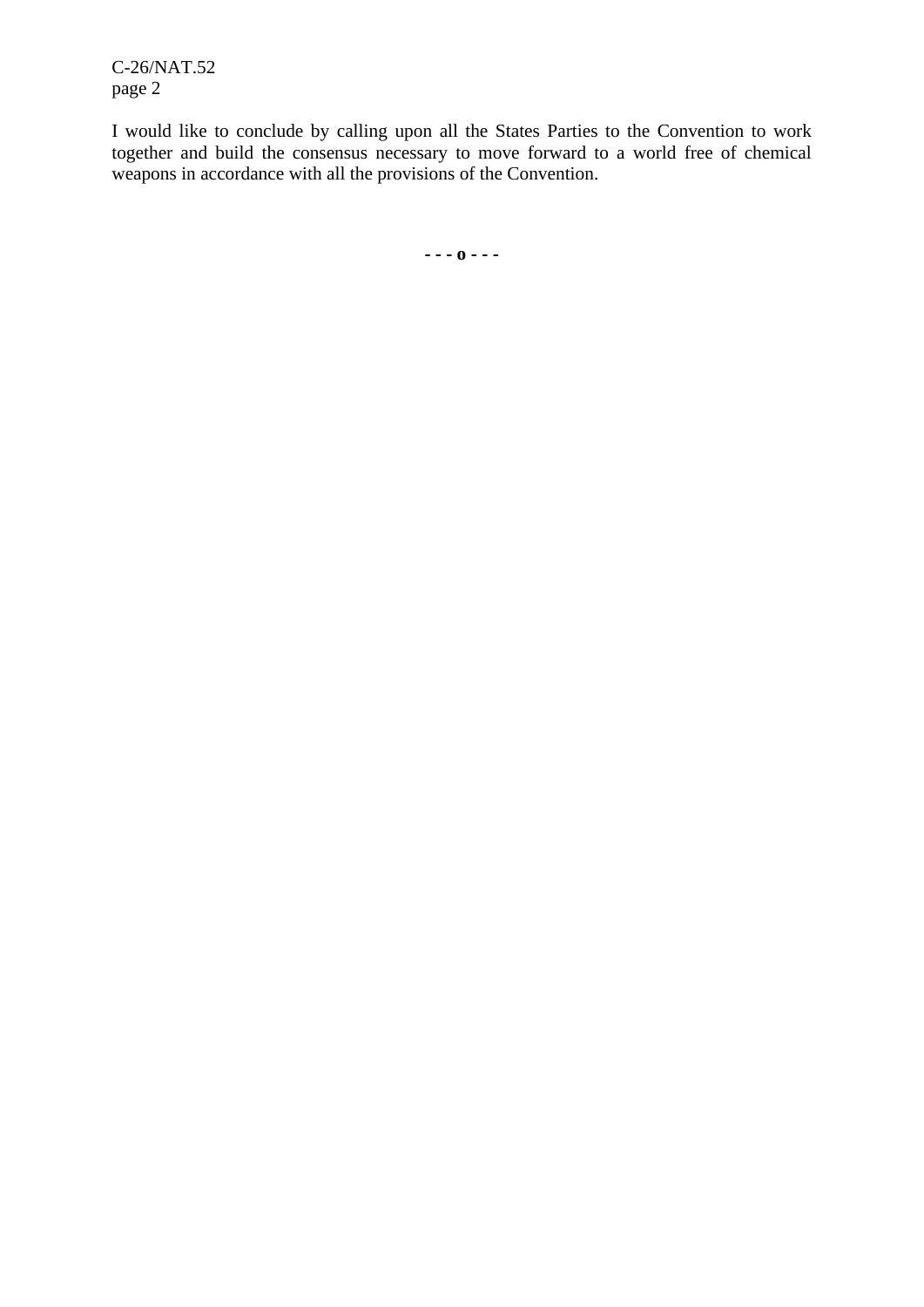I would like to conclude by calling upon all the States Parties to the Convention to work together and build the consensus necessary to move forward to a world free of chemical weapons in accordance with all the provisions of the Convention.

**- - - o - - -**